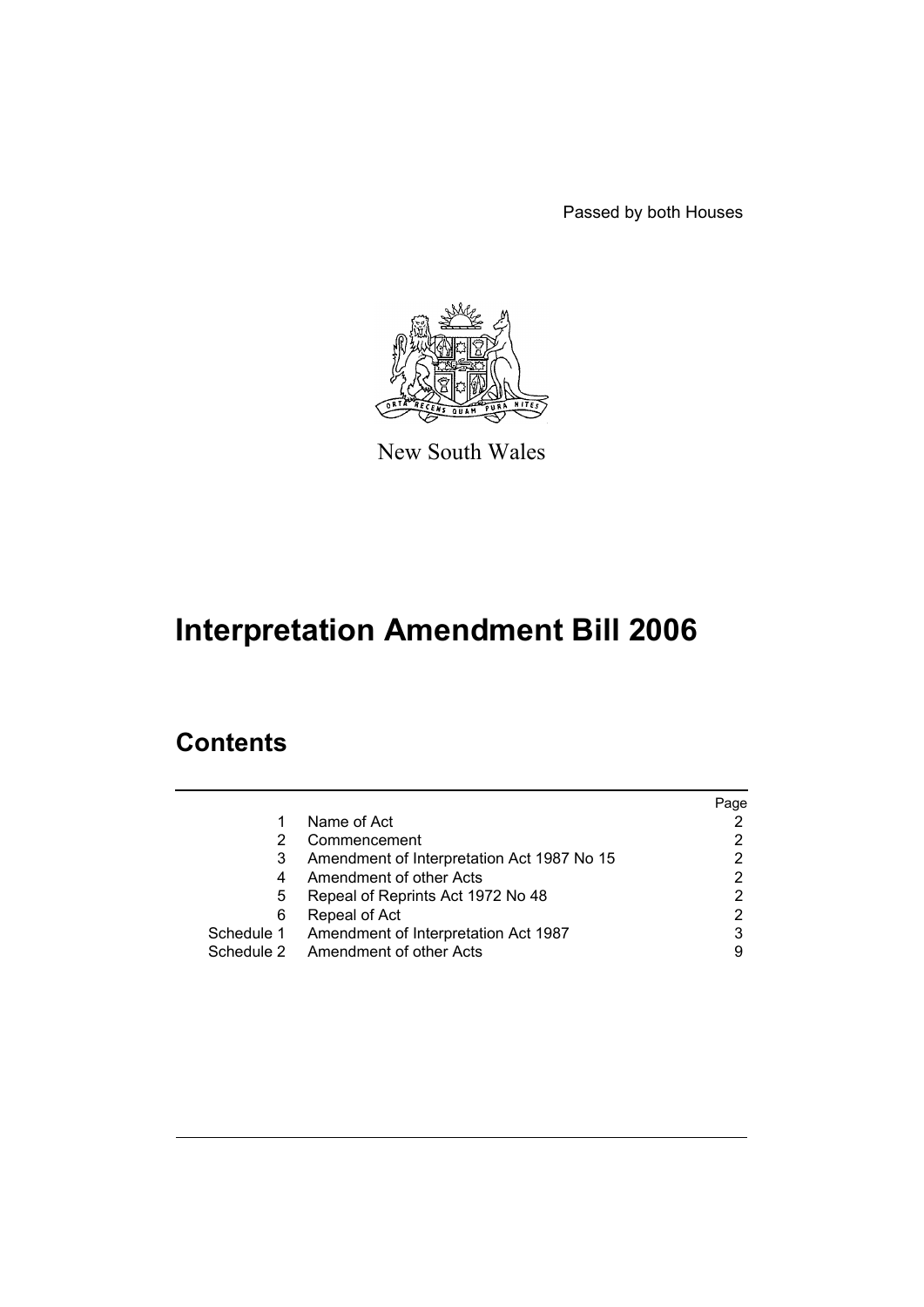Passed by both Houses

New South Wales

# Interpretation Amendment Bill 2006

## Contents

| | | Page |
|---|---|---|
| 1 | Name of Act | 2 |
| 2 | Commencement | 2 |
| 3 | Amendment of Interpretation Act 1987 No 15 | 2 |
| 4 | Amendment of other Acts | 2 |
| 5 | Repeal of Reprints Act 1972 No 48 | 2 |
| 6 | Repeal of Act | 2 |
| Schedule 1 | Amendment of Interpretation Act 1987 | 3 |
| Schedule 2 | Amendment of other Acts | 9 |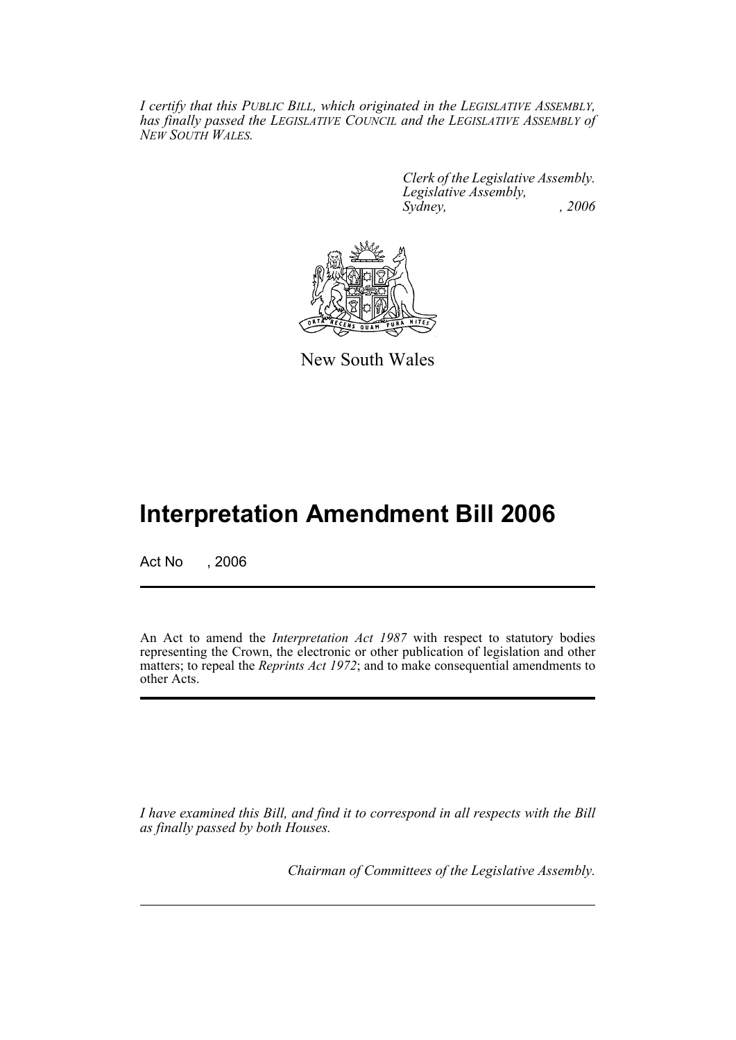*I certify that this PUBLIC BILL, which originated in the LEGISLATIVE ASSEMBLY, has finally passed the LEGISLATIVE COUNCIL and the LEGISLATIVE ASSEMBLY of NEW SOUTH WALES.*

*Clerk of the Legislative Assembly.*
*Legislative Assembly,*
*Sydney, , 2006*

New South Wales

# Interpretation Amendment Bill 2006

Act No , 2006

An Act to amend the *Interpretation Act 1987* with respect to statutory bodies representing the Crown, the electronic or other publication of legislation and other matters; to repeal the *Reprints Act 1972*; and to make consequential amendments to other Acts.

*I have examined this Bill, and find it to correspond in all respects with the Bill as finally passed by both Houses.*

*Chairman of Committees of the Legislative Assembly.*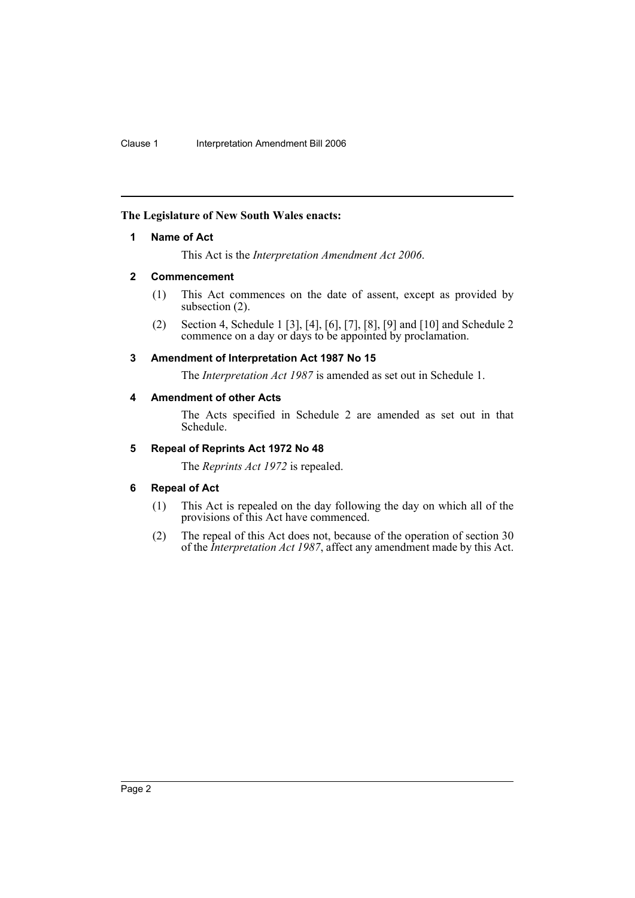**The Legislature of New South Wales enacts:**

### 1 Name of Act

This Act is the *Interpretation Amendment Act 2006*.

### 2 Commencement

(1) This Act commences on the date of assent, except as provided by subsection (2).

(2) Section 4, Schedule 1 [3], [4], [6], [7], [8], [9] and [10] and Schedule 2 commence on a day or days to be appointed by proclamation.

### 3 Amendment of Interpretation Act 1987 No 15

The *Interpretation Act 1987* is amended as set out in Schedule 1.

### 4 Amendment of other Acts

The Acts specified in Schedule 2 are amended as set out in that Schedule.

### 5 Repeal of Reprints Act 1972 No 48

The *Reprints Act 1972* is repealed.

### 6 Repeal of Act

(1) This Act is repealed on the day following the day on which all of the provisions of this Act have commenced.

(2) The repeal of this Act does not, because of the operation of section 30 of the *Interpretation Act 1987*, affect any amendment made by this Act.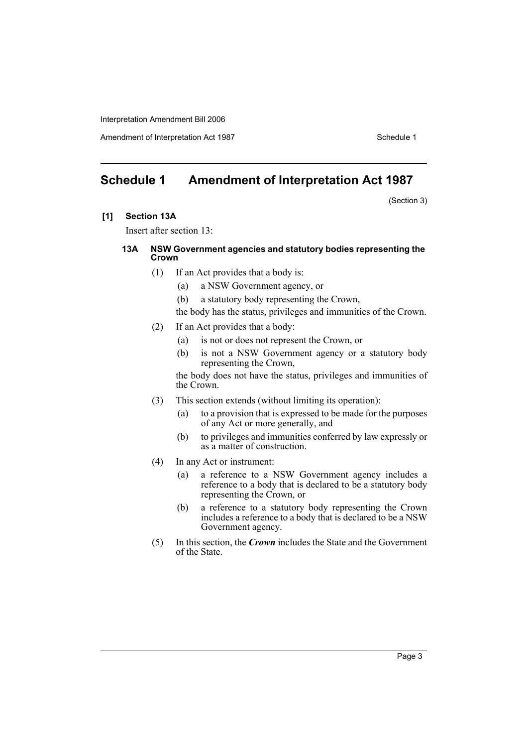# Schedule 1 Amendment of Interpretation Act 1987

(Section 3)

**[1] Section 13A**

Insert after section 13:

#### 13A NSW Government agencies and statutory bodies representing the Crown

(1) If an Act provides that a body is:

- (a) a NSW Government agency, or
- (b) a statutory body representing the Crown,

the body has the status, privileges and immunities of the Crown.

(2) If an Act provides that a body:

- (a) is not or does not represent the Crown, or
- (b) is not a NSW Government agency or a statutory body representing the Crown,

the body does not have the status, privileges and immunities of the Crown.

(3) This section extends (without limiting its operation):

- (a) to a provision that is expressed to be made for the purposes of any Act or more generally, and
- (b) to privileges and immunities conferred by law expressly or as a matter of construction.

(4) In any Act or instrument:

- (a) a reference to a NSW Government agency includes a reference to a body that is declared to be a statutory body representing the Crown, or
- (b) a reference to a statutory body representing the Crown includes a reference to a body that is declared to be a NSW Government agency.

(5) In this section, the ***Crown*** includes the State and the Government of the State.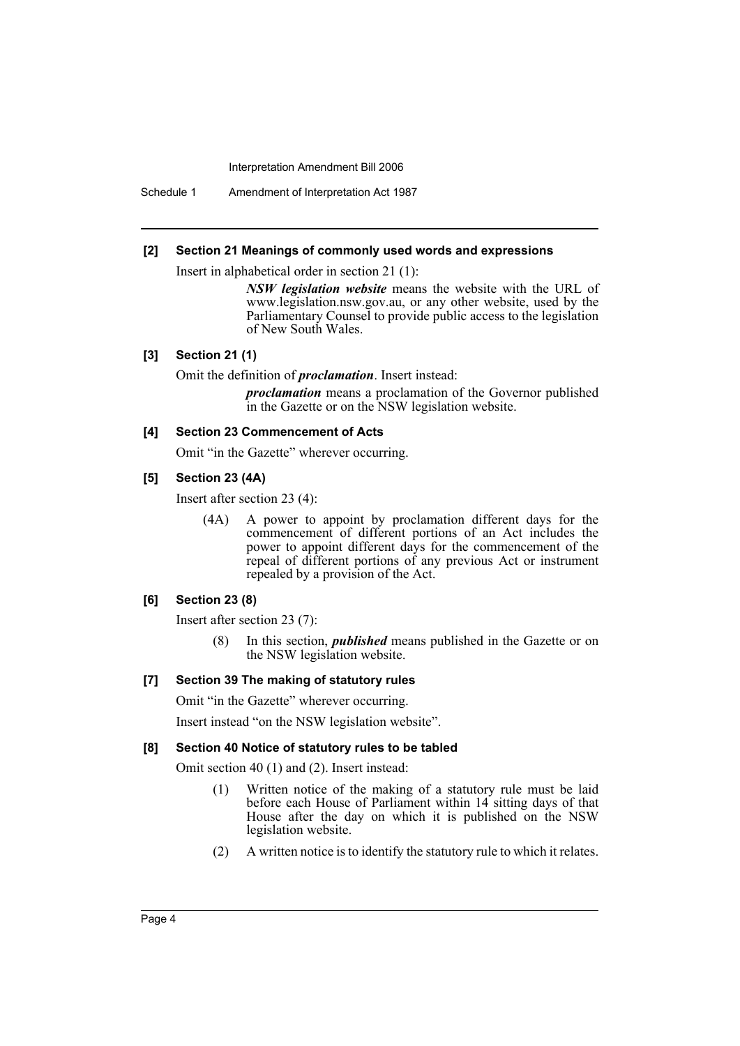**[2] Section 21 Meanings of commonly used words and expressions**

Insert in alphabetical order in section 21 (1):

> ***NSW legislation website*** means the website with the URL of www.legislation.nsw.gov.au, or any other website, used by the Parliamentary Counsel to provide public access to the legislation of New South Wales.

**[3] Section 21 (1)**

Omit the definition of ***proclamation***. Insert instead:

> ***proclamation*** means a proclamation of the Governor published in the Gazette or on the NSW legislation website.

**[4] Section 23 Commencement of Acts**

Omit "in the Gazette" wherever occurring.

**[5] Section 23 (4A)**

Insert after section 23 (4):

> (4A) A power to appoint by proclamation different days for the commencement of different portions of an Act includes the power to appoint different days for the commencement of the repeal of different portions of any previous Act or instrument repealed by a provision of the Act.

**[6] Section 23 (8)**

Insert after section 23 (7):

> (8) In this section, ***published*** means published in the Gazette or on the NSW legislation website.

**[7] Section 39 The making of statutory rules**

Omit "in the Gazette" wherever occurring.

Insert instead "on the NSW legislation website".

**[8] Section 40 Notice of statutory rules to be tabled**

Omit section 40 (1) and (2). Insert instead:

> (1) Written notice of the making of a statutory rule must be laid before each House of Parliament within 14 sitting days of that House after the day on which it is published on the NSW legislation website.
>
> (2) A written notice is to identify the statutory rule to which it relates.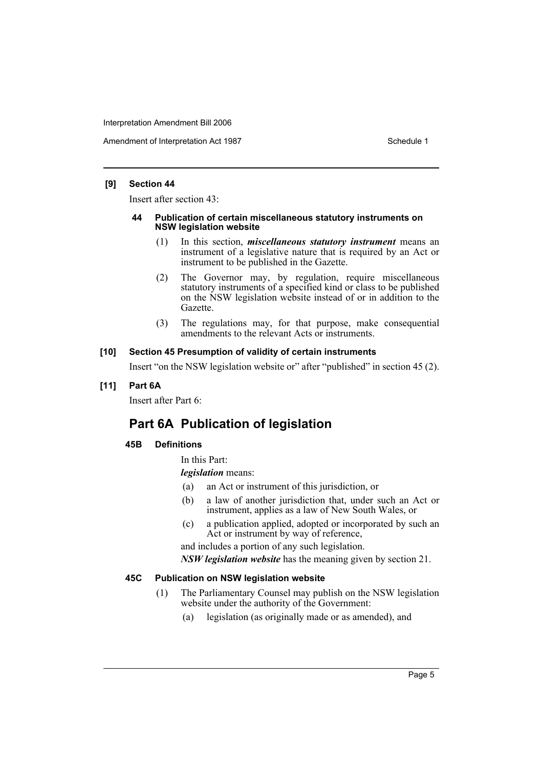**[9] Section 44**

Insert after section 43:

**44 Publication of certain miscellaneous statutory instruments on NSW legislation website**

(1) In this section, ***miscellaneous statutory instrument*** means an instrument of a legislative nature that is required by an Act or instrument to be published in the Gazette.

(2) The Governor may, by regulation, require miscellaneous statutory instruments of a specified kind or class to be published on the NSW legislation website instead of or in addition to the Gazette.

(3) The regulations may, for that purpose, make consequential amendments to the relevant Acts or instruments.

**[10] Section 45 Presumption of validity of certain instruments**

Insert "on the NSW legislation website or" after "published" in section 45 (2).

**[11] Part 6A**

Insert after Part 6:

## Part 6A Publication of legislation

**45B Definitions**

In this Part:

***legislation*** means:

(a) an Act or instrument of this jurisdiction, or

(b) a law of another jurisdiction that, under such an Act or instrument, applies as a law of New South Wales, or

(c) a publication applied, adopted or incorporated by such an Act or instrument by way of reference,

and includes a portion of any such legislation.

***NSW legislation website*** has the meaning given by section 21.

**45C Publication on NSW legislation website**

(1) The Parliamentary Counsel may publish on the NSW legislation website under the authority of the Government:

(a) legislation (as originally made or as amended), and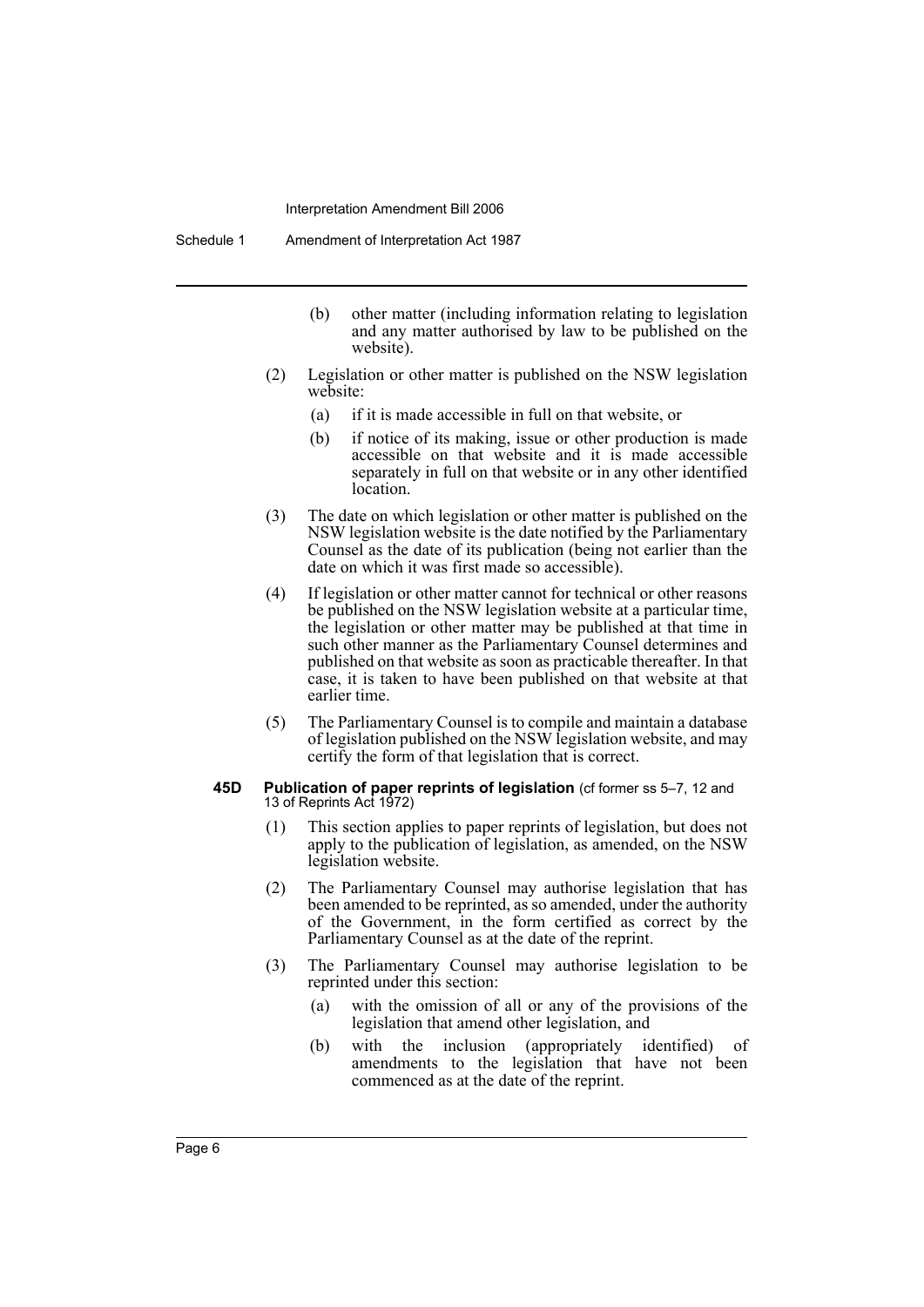(b) other matter (including information relating to legislation and any matter authorised by law to be published on the website).

(2) Legislation or other matter is published on the NSW legislation website:

(a) if it is made accessible in full on that website, or

(b) if notice of its making, issue or other production is made accessible on that website and it is made accessible separately in full on that website or in any other identified location.

(3) The date on which legislation or other matter is published on the NSW legislation website is the date notified by the Parliamentary Counsel as the date of its publication (being not earlier than the date on which it was first made so accessible).

(4) If legislation or other matter cannot for technical or other reasons be published on the NSW legislation website at a particular time, the legislation or other matter may be published at that time in such other manner as the Parliamentary Counsel determines and published on that website as soon as practicable thereafter. In that case, it is taken to have been published on that website at that earlier time.

(5) The Parliamentary Counsel is to compile and maintain a database of legislation published on the NSW legislation website, and may certify the form of that legislation that is correct.

**45D Publication of paper reprints of legislation** (cf former ss 5–7, 12 and 13 of Reprints Act 1972)

(1) This section applies to paper reprints of legislation, but does not apply to the publication of legislation, as amended, on the NSW legislation website.

(2) The Parliamentary Counsel may authorise legislation that has been amended to be reprinted, as so amended, under the authority of the Government, in the form certified as correct by the Parliamentary Counsel as at the date of the reprint.

(3) The Parliamentary Counsel may authorise legislation to be reprinted under this section:

(a) with the omission of all or any of the provisions of the legislation that amend other legislation, and

(b) with the inclusion (appropriately identified) of amendments to the legislation that have not been commenced as at the date of the reprint.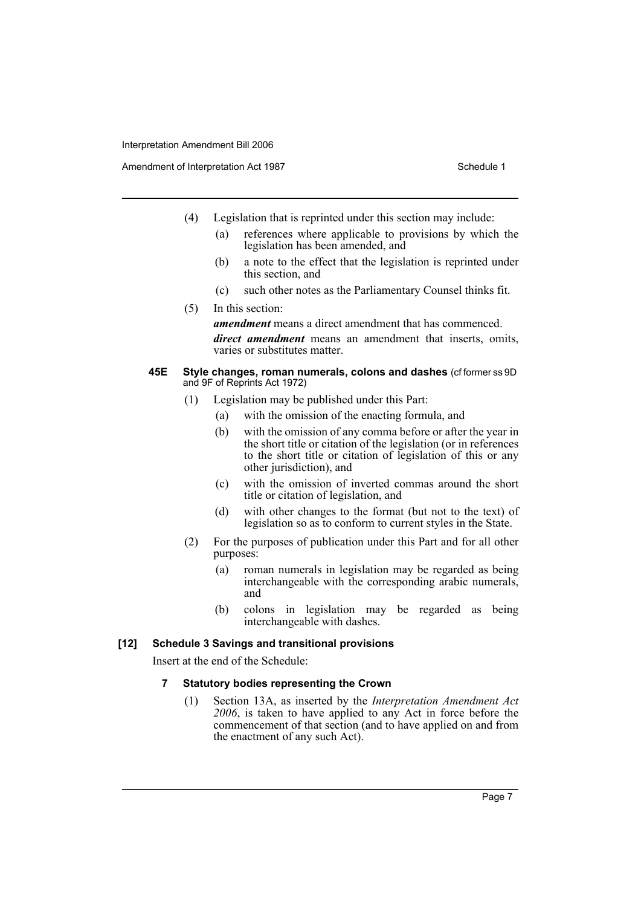(4) Legislation that is reprinted under this section may include:

(a) references where applicable to provisions by which the legislation has been amended, and

(b) a note to the effect that the legislation is reprinted under this section, and

(c) such other notes as the Parliamentary Counsel thinks fit.

(5) In this section:

***amendment*** means a direct amendment that has commenced.

***direct amendment*** means an amendment that inserts, omits, varies or substitutes matter.

**45E Style changes, roman numerals, colons and dashes** (cf former ss 9D and 9F of Reprints Act 1972)

(1) Legislation may be published under this Part:

(a) with the omission of the enacting formula, and

(b) with the omission of any comma before or after the year in the short title or citation of the legislation (or in references to the short title or citation of legislation of this or any other jurisdiction), and

(c) with the omission of inverted commas around the short title or citation of legislation, and

(d) with other changes to the format (but not to the text) of legislation so as to conform to current styles in the State.

(2) For the purposes of publication under this Part and for all other purposes:

(a) roman numerals in legislation may be regarded as being interchangeable with the corresponding arabic numerals, and

(b) colons in legislation may be regarded as being interchangeable with dashes.

**[12] Schedule 3 Savings and transitional provisions**

Insert at the end of the Schedule:

**7 Statutory bodies representing the Crown**

(1) Section 13A, as inserted by the *Interpretation Amendment Act 2006*, is taken to have applied to any Act in force before the commencement of that section (and to have applied on and from the enactment of any such Act).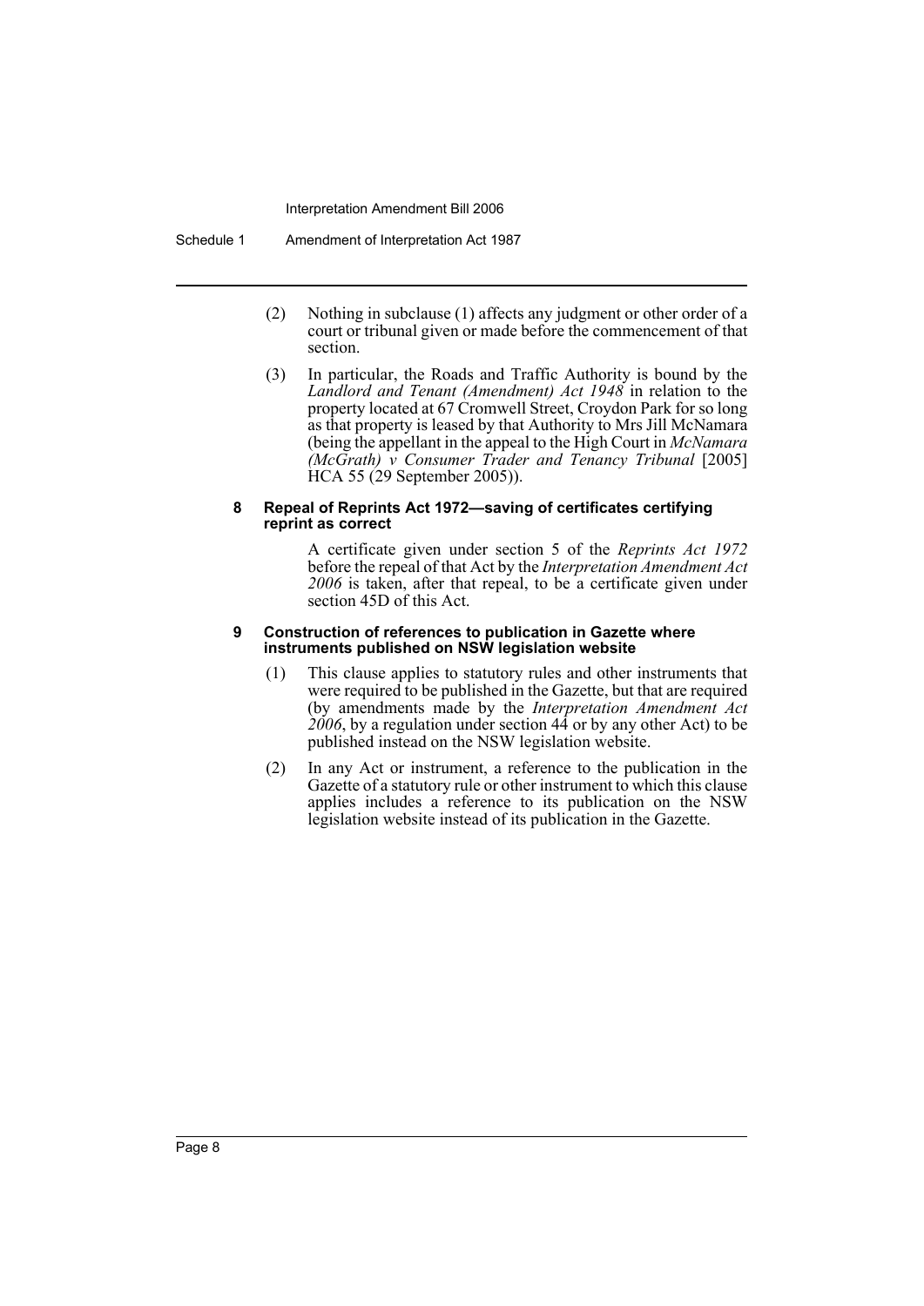(2) Nothing in subclause (1) affects any judgment or other order of a court or tribunal given or made before the commencement of that section.

(3) In particular, the Roads and Traffic Authority is bound by the *Landlord and Tenant (Amendment) Act 1948* in relation to the property located at 67 Cromwell Street, Croydon Park for so long as that property is leased by that Authority to Mrs Jill McNamara (being the appellant in the appeal to the High Court in *McNamara (McGrath) v Consumer Trader and Tenancy Tribunal* [2005] HCA 55 (29 September 2005)).

**8 Repeal of Reprints Act 1972—saving of certificates certifying reprint as correct**

A certificate given under section 5 of the *Reprints Act 1972* before the repeal of that Act by the *Interpretation Amendment Act 2006* is taken, after that repeal, to be a certificate given under section 45D of this Act.

**9 Construction of references to publication in Gazette where instruments published on NSW legislation website**

(1) This clause applies to statutory rules and other instruments that were required to be published in the Gazette, but that are required (by amendments made by the *Interpretation Amendment Act 2006*, by a regulation under section 44 or by any other Act) to be published instead on the NSW legislation website.

(2) In any Act or instrument, a reference to the publication in the Gazette of a statutory rule or other instrument to which this clause applies includes a reference to its publication on the NSW legislation website instead of its publication in the Gazette.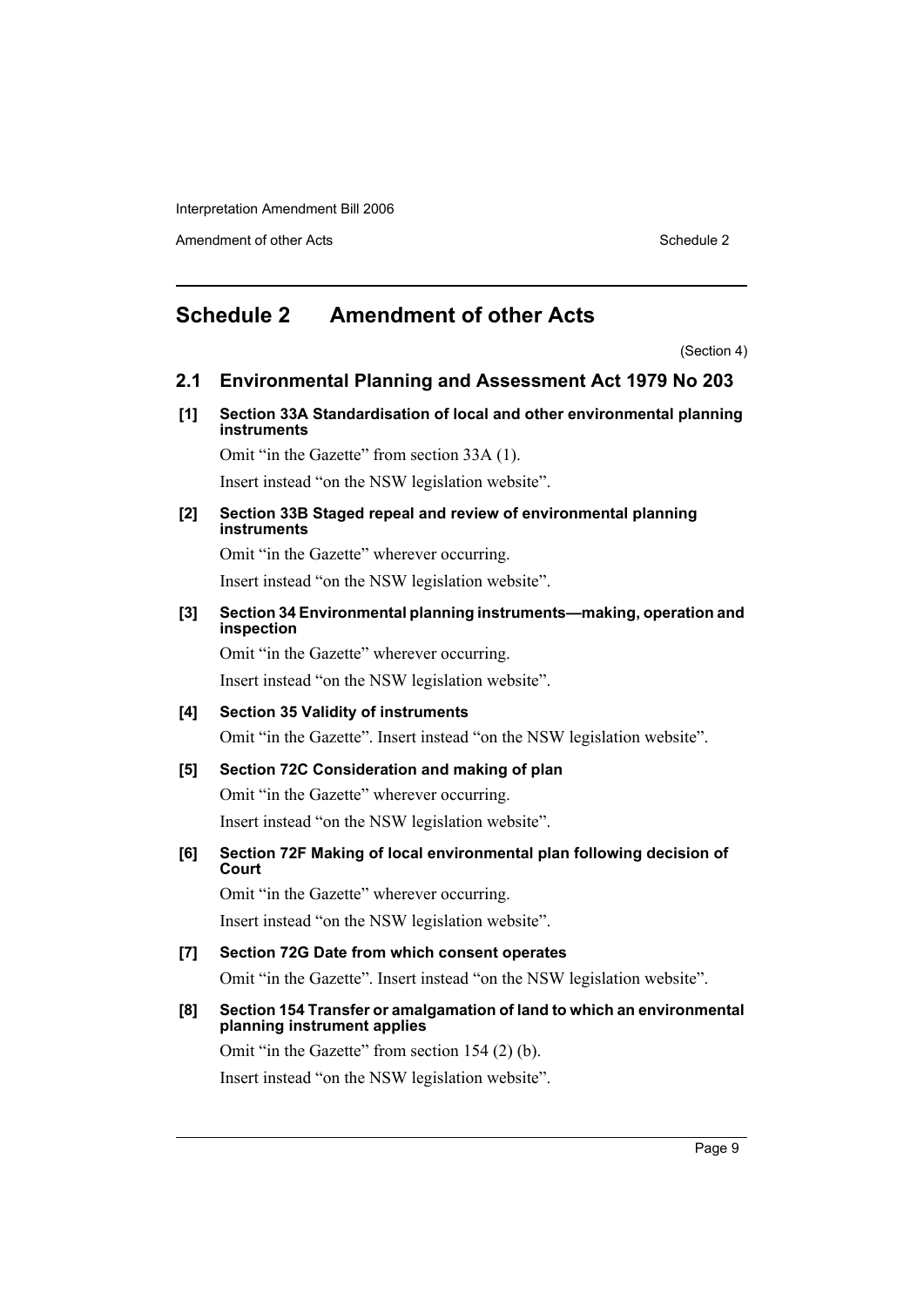# Schedule 2 Amendment of other Acts

(Section 4)

## 2.1 Environmental Planning and Assessment Act 1979 No 203

### [1] Section 33A Standardisation of local and other environmental planning instruments

Omit "in the Gazette" from section 33A (1).

Insert instead "on the NSW legislation website".

### [2] Section 33B Staged repeal and review of environmental planning instruments

Omit "in the Gazette" wherever occurring.

Insert instead "on the NSW legislation website".

### [3] Section 34 Environmental planning instruments—making, operation and inspection

Omit "in the Gazette" wherever occurring.

Insert instead "on the NSW legislation website".

### [4] Section 35 Validity of instruments

Omit "in the Gazette". Insert instead "on the NSW legislation website".

### [5] Section 72C Consideration and making of plan

Omit "in the Gazette" wherever occurring.

Insert instead "on the NSW legislation website".

### [6] Section 72F Making of local environmental plan following decision of Court

Omit "in the Gazette" wherever occurring.

Insert instead "on the NSW legislation website".

### [7] Section 72G Date from which consent operates

Omit "in the Gazette". Insert instead "on the NSW legislation website".

### [8] Section 154 Transfer or amalgamation of land to which an environmental planning instrument applies

Omit "in the Gazette" from section 154 (2) (b).

Insert instead "on the NSW legislation website".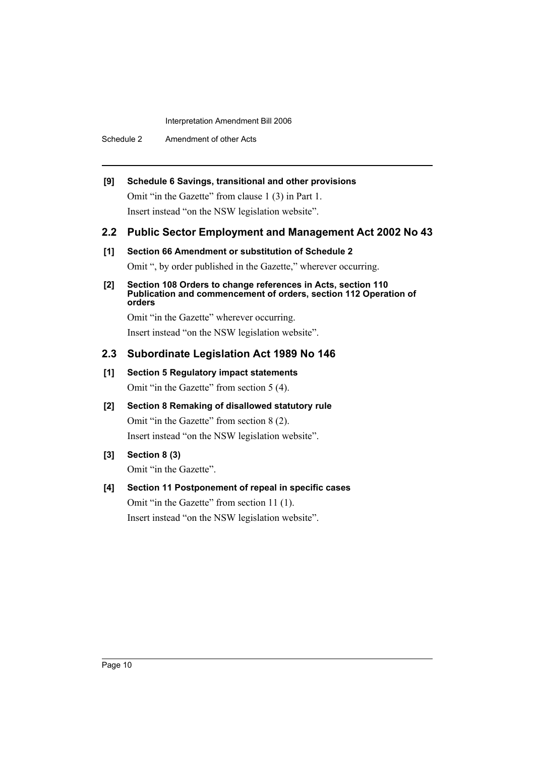**[9] Schedule 6 Savings, transitional and other provisions**

Omit "in the Gazette" from clause 1 (3) in Part 1.

Insert instead "on the NSW legislation website".

## 2.2 Public Sector Employment and Management Act 2002 No 43

**[1] Section 66 Amendment or substitution of Schedule 2**

Omit ", by order published in the Gazette," wherever occurring.

**[2] Section 108 Orders to change references in Acts, section 110 Publication and commencement of orders, section 112 Operation of orders**

Omit "in the Gazette" wherever occurring.

Insert instead "on the NSW legislation website".

## 2.3 Subordinate Legislation Act 1989 No 146

**[1] Section 5 Regulatory impact statements**

Omit "in the Gazette" from section 5 (4).

**[2] Section 8 Remaking of disallowed statutory rule**

Omit "in the Gazette" from section 8 (2).

Insert instead "on the NSW legislation website".

**[3] Section 8 (3)**

Omit "in the Gazette".

**[4] Section 11 Postponement of repeal in specific cases**

Omit "in the Gazette" from section 11 (1).

Insert instead "on the NSW legislation website".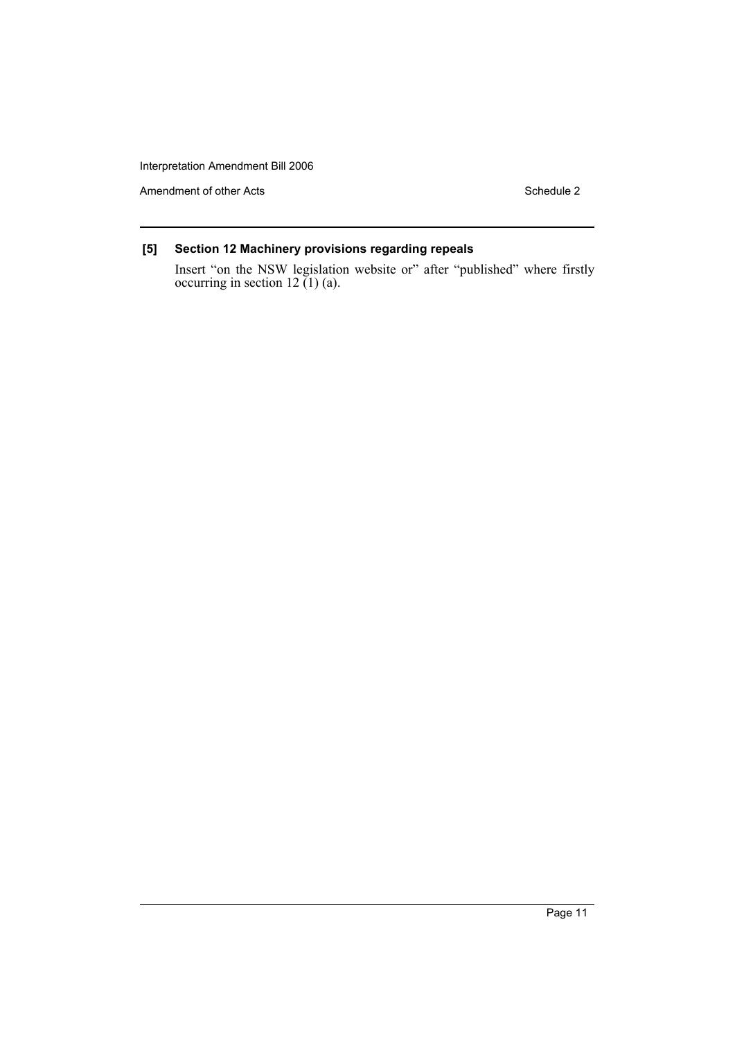**[5] Section 12 Machinery provisions regarding repeals**

Insert "on the NSW legislation website or" after "published" where firstly occurring in section 12 (1) (a).